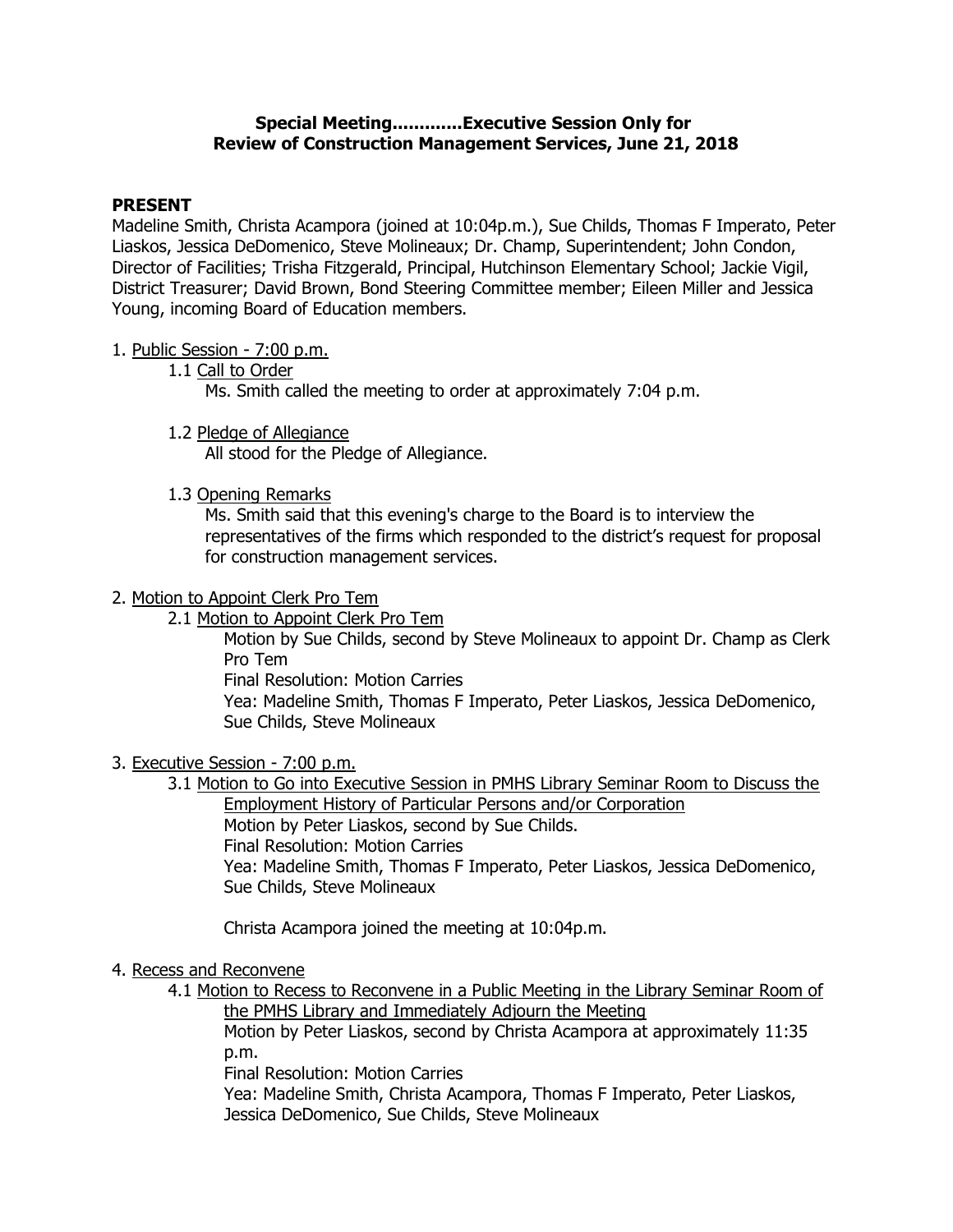# Special Meeting............Executive Session Only for Review of Construction Management Services, June 21, 2018

## PRESENT

Madeline Smith, Christa Acampora (joined at 10:04p.m.), Sue Childs, Thomas F Imperato, Peter Liaskos, Jessica DeDomenico, Steve Molineaux; Dr. Champ, Superintendent; John Condon, Director of Facilities; Trisha Fitzgerald, Principal, Hutchinson Elementary School; Jackie Vigil, District Treasurer; David Brown, Bond Steering Committee member; Eileen Miller and Jessica Young, incoming Board of Education members.

1. Public Session - 7:00 p.m.
   - 1.1 Call to Order
     
     Ms. Smith called the meeting to order at approximately 7:04 p.m.
   - 1.2 Pledge of Allegiance
     
     All stood for the Pledge of Allegiance.
   - 1.3 Opening Remarks
     
     Ms. Smith said that this evening's charge to the Board is to interview the representatives of the firms which responded to the district's request for proposal for construction management services.

2. Motion to Appoint Clerk Pro Tem
   - 2.1 Motion to Appoint Clerk Pro Tem
     
     Motion by Sue Childs, second by Steve Molineaux to appoint Dr. Champ as Clerk Pro Tem
     
     Final Resolution: Motion Carries
     
     Yea: Madeline Smith, Thomas F Imperato, Peter Liaskos, Jessica DeDomenico, Sue Childs, Steve Molineaux

3. Executive Session - 7:00 p.m.
   - 3.1 Motion to Go into Executive Session in PMHS Library Seminar Room to Discuss the Employment History of Particular Persons and/or Corporation
     
     Motion by Peter Liaskos, second by Sue Childs.
     
     Final Resolution: Motion Carries
     
     Yea: Madeline Smith, Thomas F Imperato, Peter Liaskos, Jessica DeDomenico, Sue Childs, Steve Molineaux
     
     Christa Acampora joined the meeting at 10:04p.m.

4. Recess and Reconvene
   - 4.1 Motion to Recess to Reconvene in a Public Meeting in the Library Seminar Room of the PMHS Library and Immediately Adjourn the Meeting
     
     Motion by Peter Liaskos, second by Christa Acampora at approximately 11:35 p.m.
     
     Final Resolution: Motion Carries
     
     Yea: Madeline Smith, Christa Acampora, Thomas F Imperato, Peter Liaskos, Jessica DeDomenico, Sue Childs, Steve Molineaux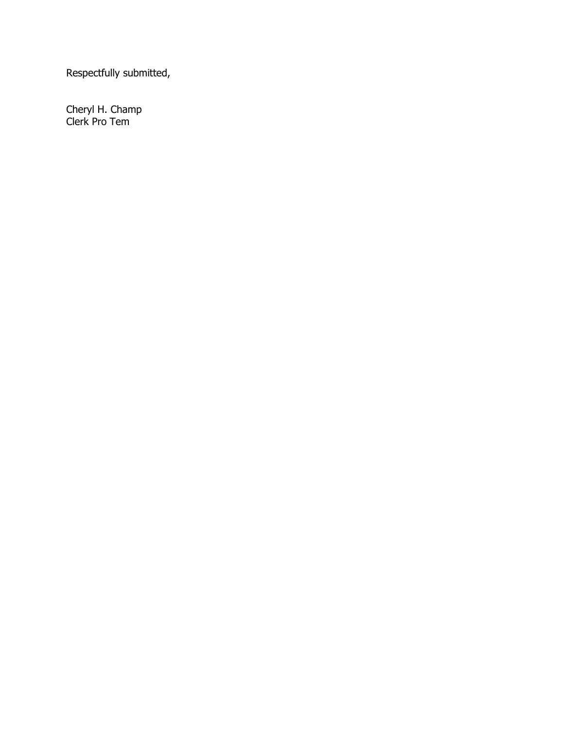Respectfully submitted,

Cheryl H. Champ
Clerk Pro Tem